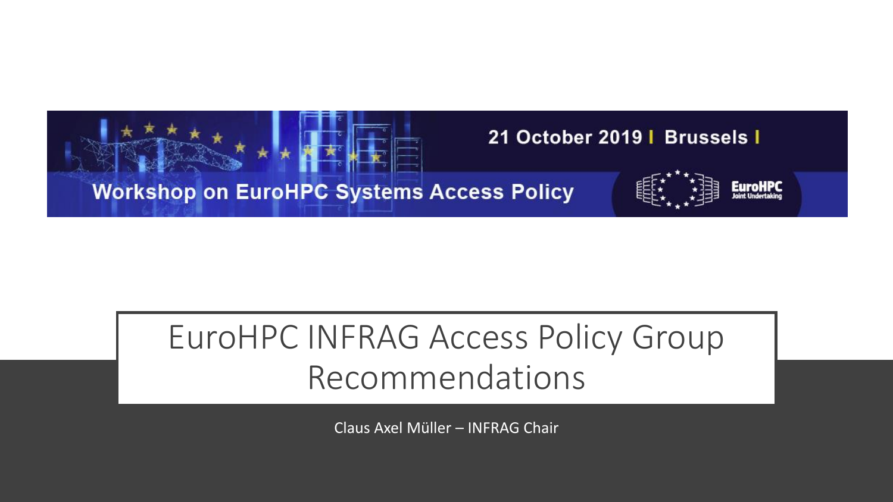21 October 2019 | Brussels |

Workshop on EuroHPC Systems Access Policy

EuroHPC Joint Undertaking

# EuroHPC INFRAG Access Policy Group Recommendations

Claus Axel Müller – INFRAG Chair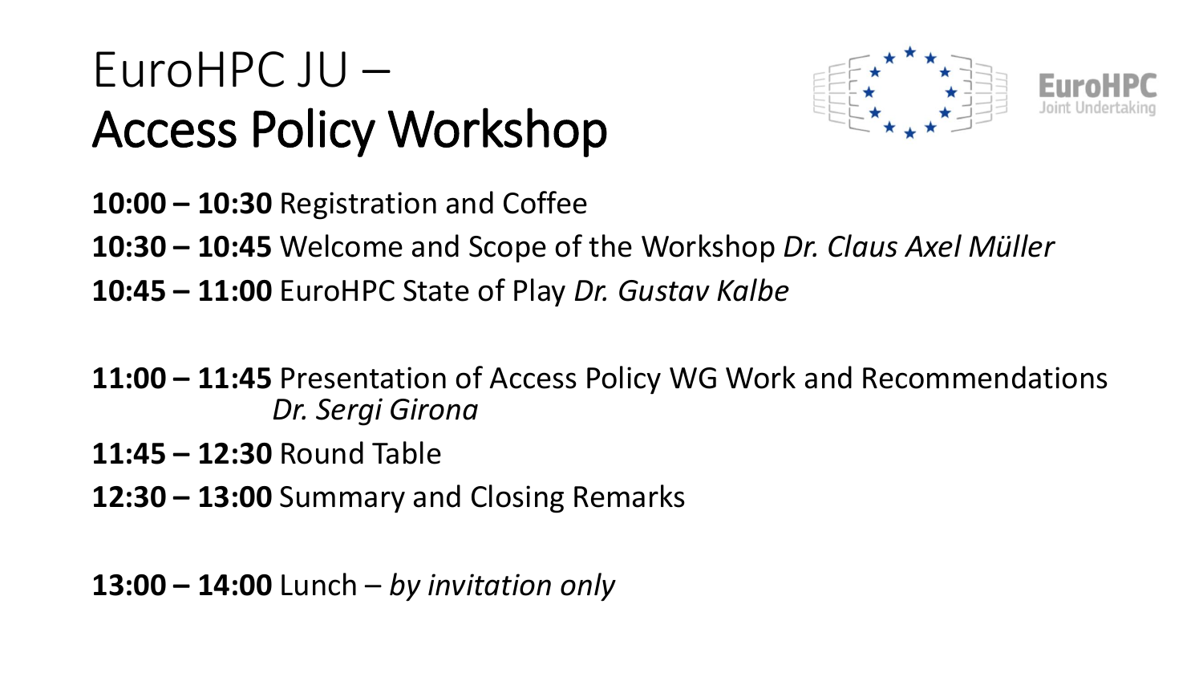# EuroHPC JU – Access Policy Workshop

**10:00 – 10:30** Registration and Coffee

**10:30 – 10:45** Welcome and Scope of the Workshop *Dr. Claus Axel Müller*

**10:45 – 11:00** EuroHPC State of Play *Dr. Gustav Kalbe*

**11:00 – 11:45** Presentation of Access Policy WG Work and Recommendations *Dr. Sergi Girona*

**11:45 – 12:30** Round Table

**12:30 – 13:00** Summary and Closing Remarks

**13:00 – 14:00** Lunch – *by invitation only*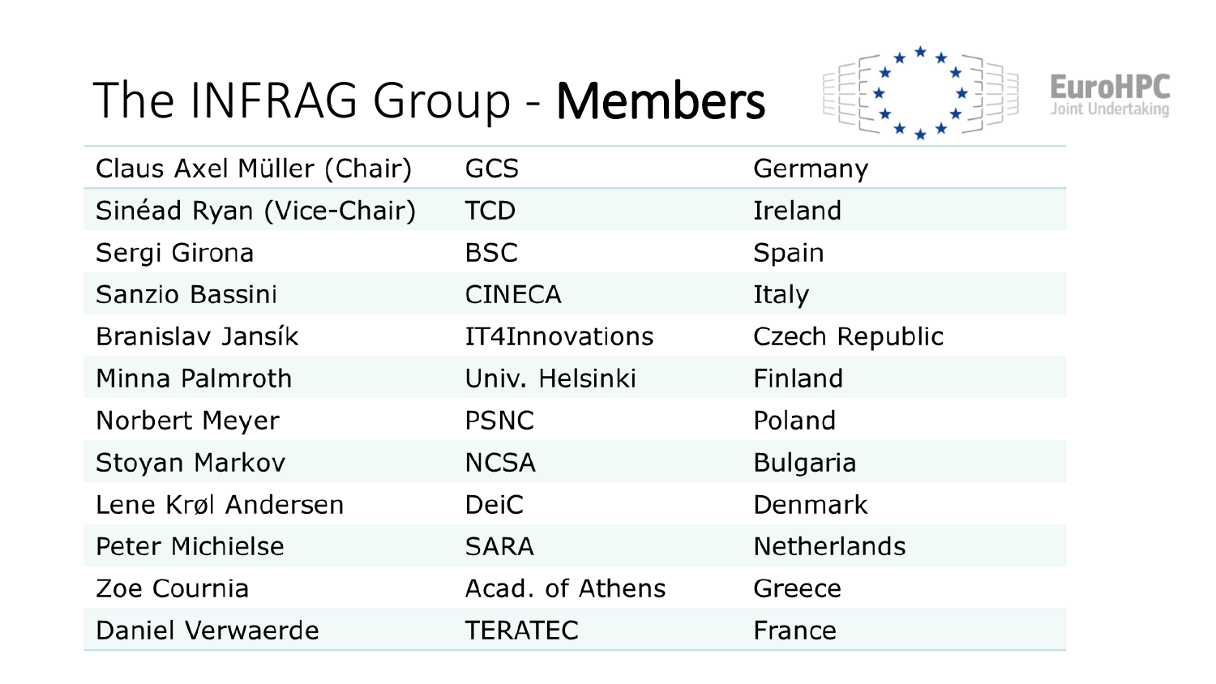# The INFRAG Group - **Members**

| | | |
|---|---|---|
| Claus Axel Müller (Chair) | GCS | Germany |
| Sinéad Ryan (Vice-Chair) | TCD | Ireland |
| Sergi Girona | BSC | Spain |
| Sanzio Bassini | CINECA | Italy |
| Branislav Jansík | IT4Innovations | Czech Republic |
| Minna Palmroth | Univ. Helsinki | Finland |
| Norbert Meyer | PSNC | Poland |
| Stoyan Markov | NCSA | Bulgaria |
| Lene Krøl Andersen | DeiC | Denmark |
| Peter Michielse | SARA | Netherlands |
| Zoe Cournia | Acad. of Athens | Greece |
| Daniel Verwaerde | TERATEC | France |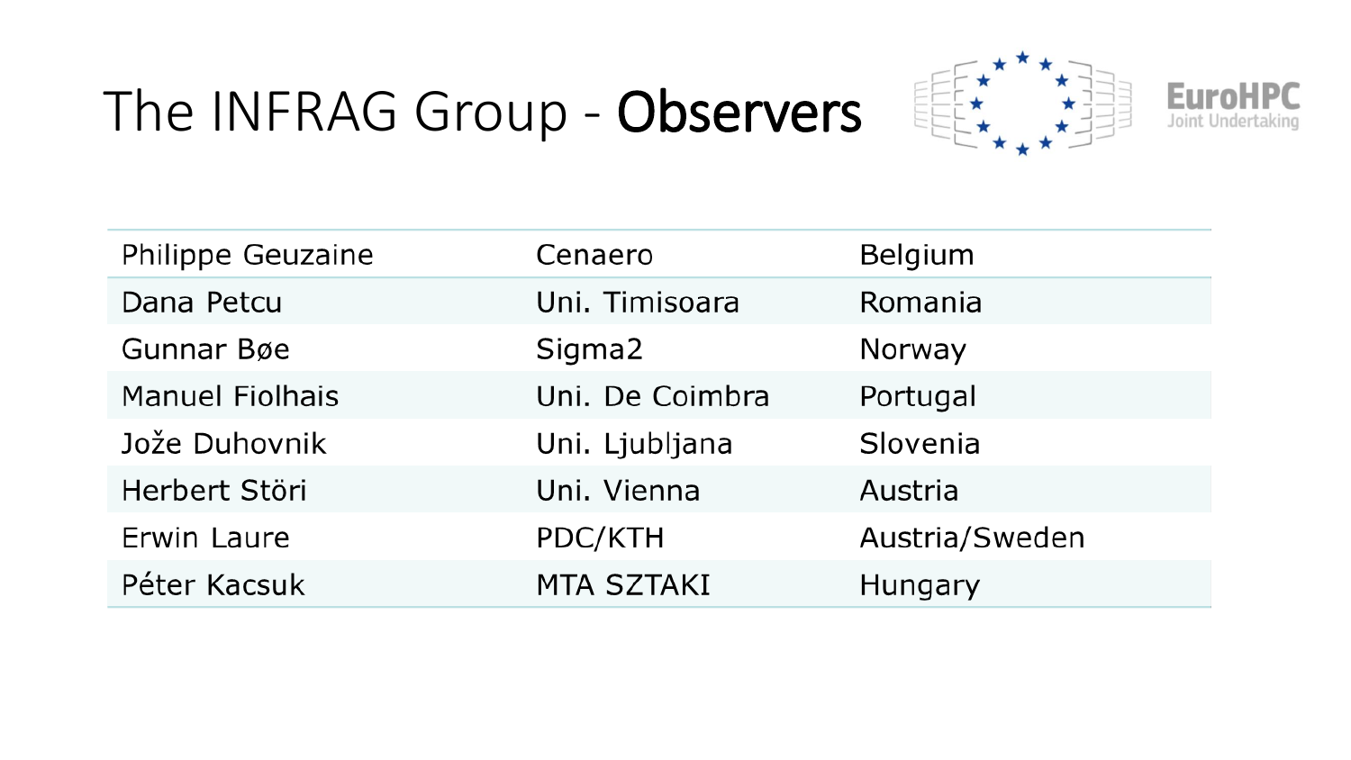# The INFRAG Group - **Observers**

EuroHPC Joint Undertaking

| | | |
|---|---|---|
| Philippe Geuzaine | Cenaero | Belgium |
| Dana Petcu | Uni. Timisoara | Romania |
| Gunnar Bøe | Sigma2 | Norway |
| Manuel Fiolhais | Uni. De Coimbra | Portugal |
| Jože Duhovnik | Uni. Ljubljana | Slovenia |
| Herbert Störi | Uni. Vienna | Austria |
| Erwin Laure | PDC/KTH | Austria/Sweden |
| Péter Kacsuk | MTA SZTAKI | Hungary |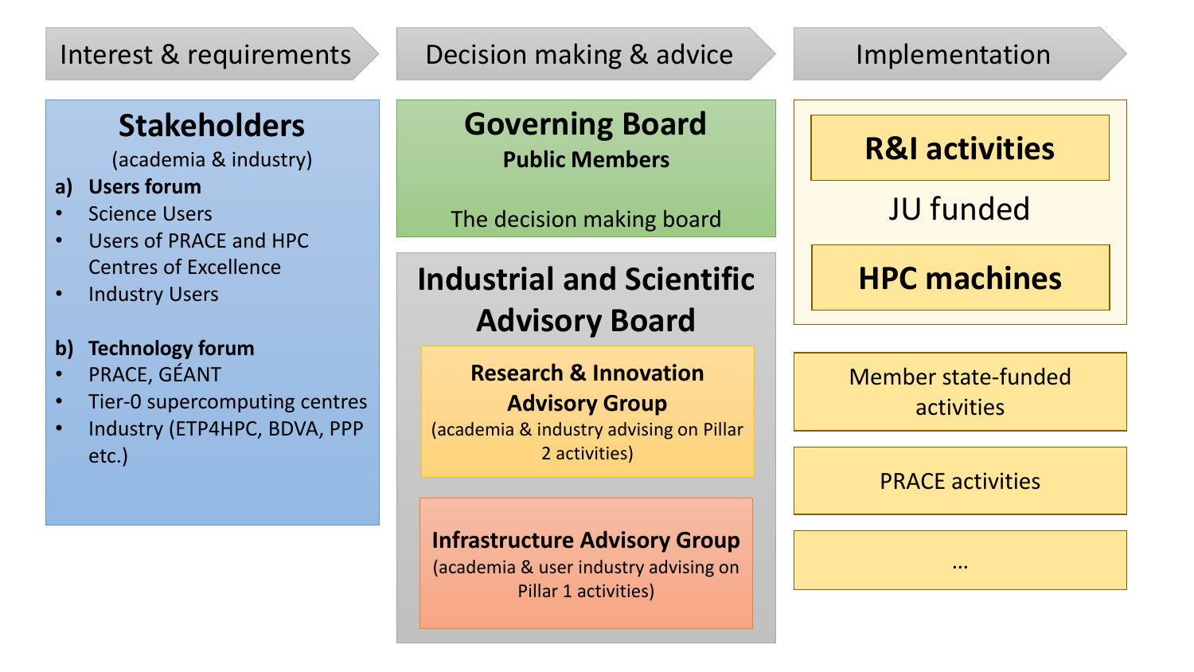## Interest & requirements

### Stakeholders

(academia & industry)

**a) Users forum**

- Science Users
- Users of PRACE and HPC Centres of Excellence
- Industry Users

**b) Technology forum**

- PRACE, GÉANT
- Tier-0 supercomputing centres
- Industry (ETP4HPC, BDVA, PPP etc.)

## Decision making & advice

### Governing Board

**Public Members**

The decision making board

### Industrial and Scientific Advisory Board

**Research & Innovation Advisory Group**

(academia & industry advising on Pillar 2 activities)

**Infrastructure Advisory Group**

(academia & user industry advising on Pillar 1 activities)

## Implementation

**R&I activities**

JU funded

**HPC machines**

Member state-funded activities

PRACE activities

...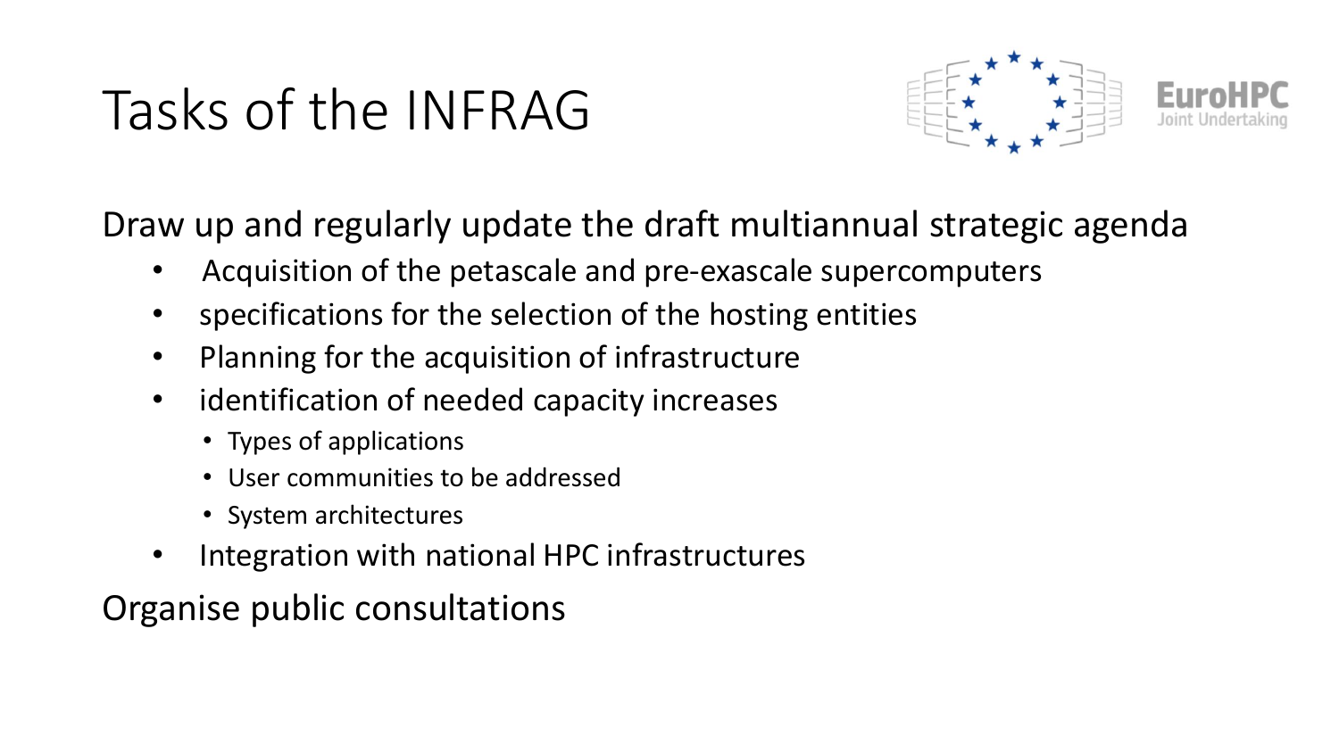# Tasks of the INFRAG

Draw up and regularly update the draft multiannual strategic agenda

- Acquisition of the petascale and pre-exascale supercomputers
- specifications for the selection of the hosting entities
- Planning for the acquisition of infrastructure
- identification of needed capacity increases
  - Types of applications
  - User communities to be addressed
  - System architectures
- Integration with national HPC infrastructures

Organise public consultations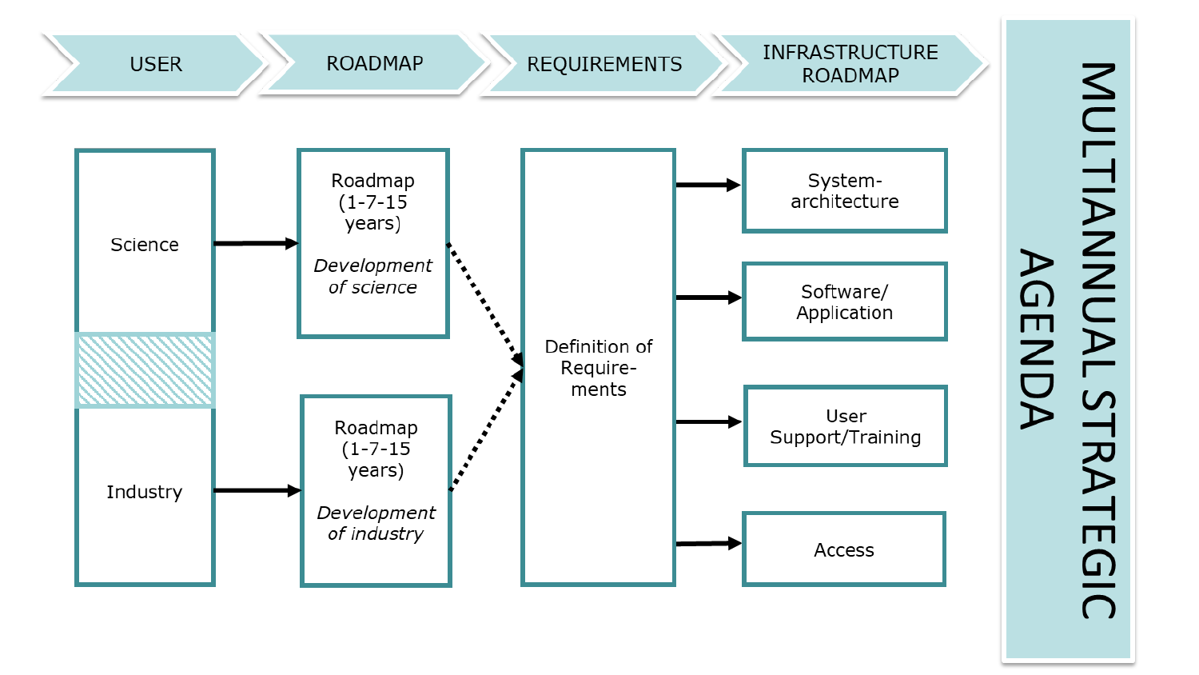USER → ROADMAP → REQUIREMENTS → INFRASTRUCTURE ROADMAP

| USER | ROADMAP | REQUIREMENTS | INFRASTRUCTURE ROADMAP |
|---|---|---|---|
| Science | Roadmap (1-7-15 years) *Development of science* | Definition of Require-ments | System-architecture |
| | | | Software/ Application |
| Industry | Roadmap (1-7-15 years) *Development of industry* | | User Support/Training |
| | | | Access |

MULTIANNUAL STRATEGIC AGENDA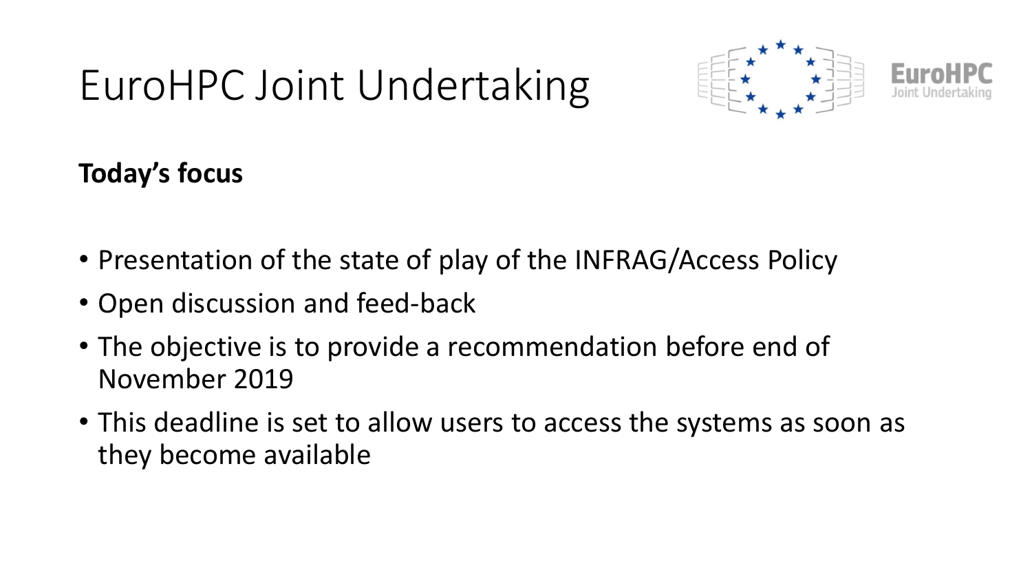# EuroHPC Joint Undertaking

**Today's focus**

- Presentation of the state of play of the INFRAG/Access Policy
- Open discussion and feed-back
- The objective is to provide a recommendation before end of November 2019
- This deadline is set to allow users to access the systems as soon as they become available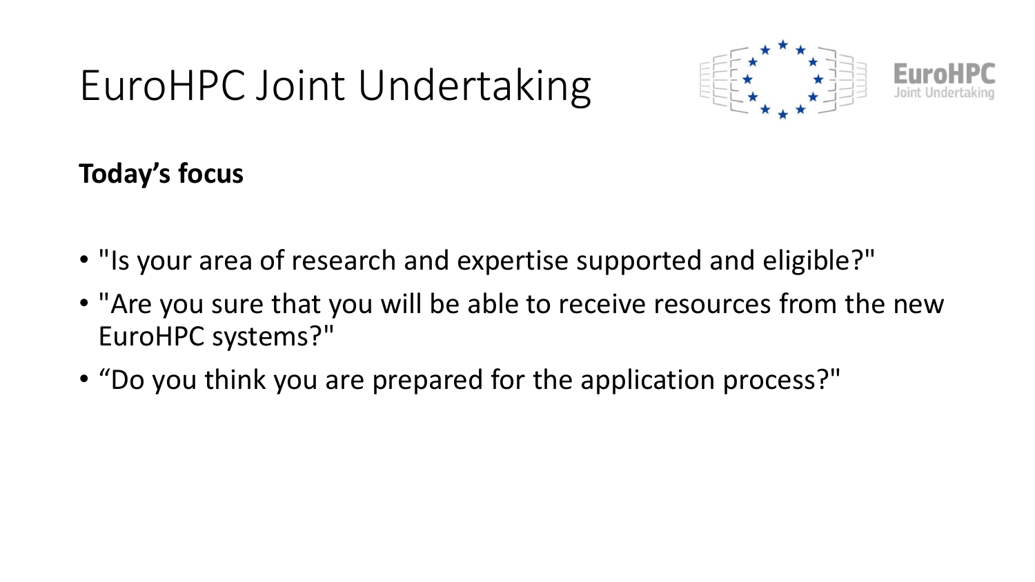# EuroHPC Joint Undertaking

**Today's focus**

- "Is your area of research and expertise supported and eligible?"
- "Are you sure that you will be able to receive resources from the new EuroHPC systems?"
- "Do you think you are prepared for the application process?"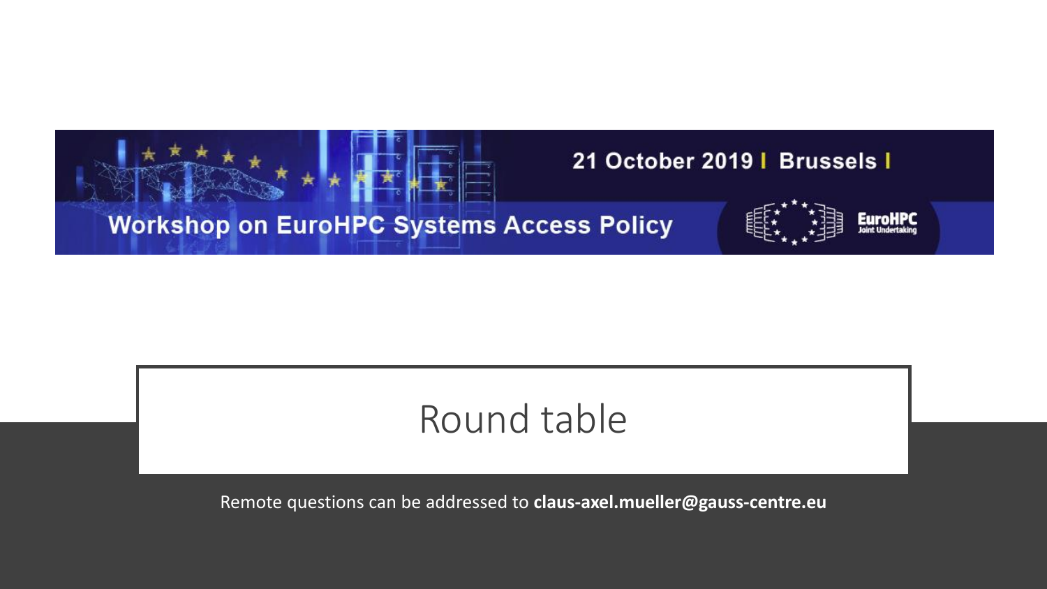21 October 2019 | Brussels |

Workshop on EuroHPC Systems Access Policy

EuroHPC Joint Undertaking

# Round table

Remote questions can be addressed to **claus-axel.mueller@gauss-centre.eu**